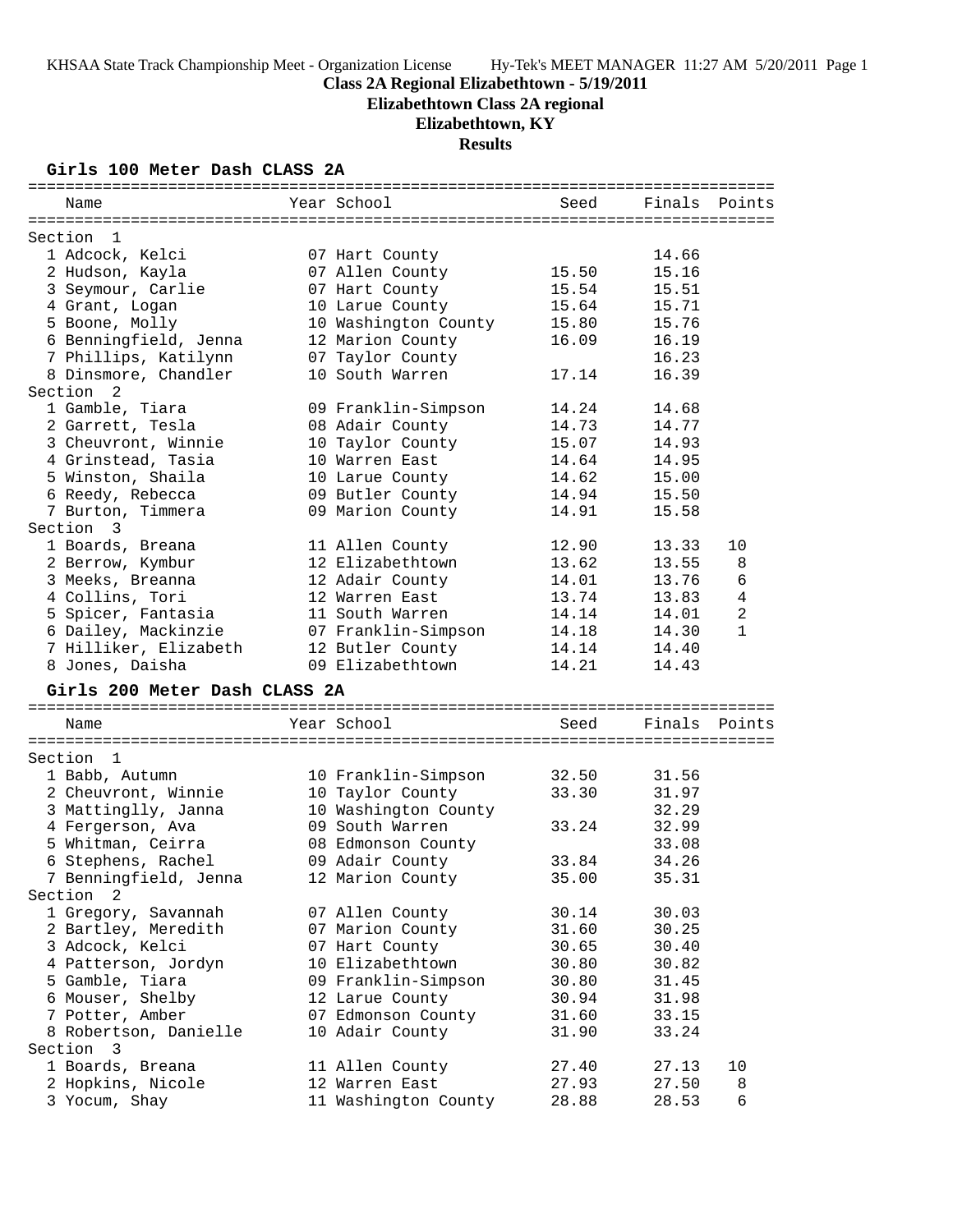**Class 2A Regional Elizabethtown - 5/19/2011**

**Elizabethtown Class 2A regional**

**Elizabethtown, KY**

**Results**

### Girls 100 Meter Dash CLASS 2A

| Name | Year | School | Seed | Finals | Points |
|---|---|---|---|---|---|
| **Section 1** | | | | | |
| 1 Adcock, Kelci | 07 | Hart County | | 14.66 | |
| 2 Hudson, Kayla | 07 | Allen County | 15.50 | 15.16 | |
| 3 Seymour, Carlie | 07 | Hart County | 15.54 | 15.51 | |
| 4 Grant, Logan | 10 | Larue County | 15.64 | 15.71 | |
| 5 Boone, Molly | 10 | Washington County | 15.80 | 15.76 | |
| 6 Benningfield, Jenna | 12 | Marion County | 16.09 | 16.19 | |
| 7 Phillips, Katilynn | 07 | Taylor County | | 16.23 | |
| 8 Dinsmore, Chandler | 10 | South Warren | 17.14 | 16.39 | |
| **Section 2** | | | | | |
| 1 Gamble, Tiara | 09 | Franklin-Simpson | 14.24 | 14.68 | |
| 2 Garrett, Tesla | 08 | Adair County | 14.73 | 14.77 | |
| 3 Cheuvront, Winnie | 10 | Taylor County | 15.07 | 14.93 | |
| 4 Grinstead, Tasia | 10 | Warren East | 14.64 | 14.95 | |
| 5 Winston, Shaila | 10 | Larue County | 14.62 | 15.00 | |
| 6 Reedy, Rebecca | 09 | Butler County | 14.94 | 15.50 | |
| 7 Burton, Timmera | 09 | Marion County | 14.91 | 15.58 | |
| **Section 3** | | | | | |
| 1 Boards, Breana | 11 | Allen County | 12.90 | 13.33 | 10 |
| 2 Berrow, Kymbur | 12 | Elizabethtown | 13.62 | 13.55 | 8 |
| 3 Meeks, Breanna | 12 | Adair County | 14.01 | 13.76 | 6 |
| 4 Collins, Tori | 12 | Warren East | 13.74 | 13.83 | 4 |
| 5 Spicer, Fantasia | 11 | South Warren | 14.14 | 14.01 | 2 |
| 6 Dailey, Mackinzie | 07 | Franklin-Simpson | 14.18 | 14.30 | 1 |
| 7 Hilliker, Elizabeth | 12 | Butler County | 14.14 | 14.40 | |
| 8 Jones, Daisha | 09 | Elizabethtown | 14.21 | 14.43 | |

### Girls 200 Meter Dash CLASS 2A

| Name | Year | School | Seed | Finals | Points |
|---|---|---|---|---|---|
| **Section 1** | | | | | |
| 1 Babb, Autumn | 10 | Franklin-Simpson | 32.50 | 31.56 | |
| 2 Cheuvront, Winnie | 10 | Taylor County | 33.30 | 31.97 | |
| 3 Mattinglly, Janna | 10 | Washington County | | 32.29 | |
| 4 Fergerson, Ava | 09 | South Warren | 33.24 | 32.99 | |
| 5 Whitman, Ceirra | 08 | Edmonson County | | 33.08 | |
| 6 Stephens, Rachel | 09 | Adair County | 33.84 | 34.26 | |
| 7 Benningfield, Jenna | 12 | Marion County | 35.00 | 35.31 | |
| **Section 2** | | | | | |
| 1 Gregory, Savannah | 07 | Allen County | 30.14 | 30.03 | |
| 2 Bartley, Meredith | 07 | Marion County | 31.60 | 30.25 | |
| 3 Adcock, Kelci | 07 | Hart County | 30.65 | 30.40 | |
| 4 Patterson, Jordyn | 10 | Elizabethtown | 30.80 | 30.82 | |
| 5 Gamble, Tiara | 09 | Franklin-Simpson | 30.80 | 31.45 | |
| 6 Mouser, Shelby | 12 | Larue County | 30.94 | 31.98 | |
| 7 Potter, Amber | 07 | Edmonson County | 31.60 | 33.15 | |
| 8 Robertson, Danielle | 10 | Adair County | 31.90 | 33.24 | |
| **Section 3** | | | | | |
| 1 Boards, Breana | 11 | Allen County | 27.40 | 27.13 | 10 |
| 2 Hopkins, Nicole | 12 | Warren East | 27.93 | 27.50 | 8 |
| 3 Yocum, Shay | 11 | Washington County | 28.88 | 28.53 | 6 |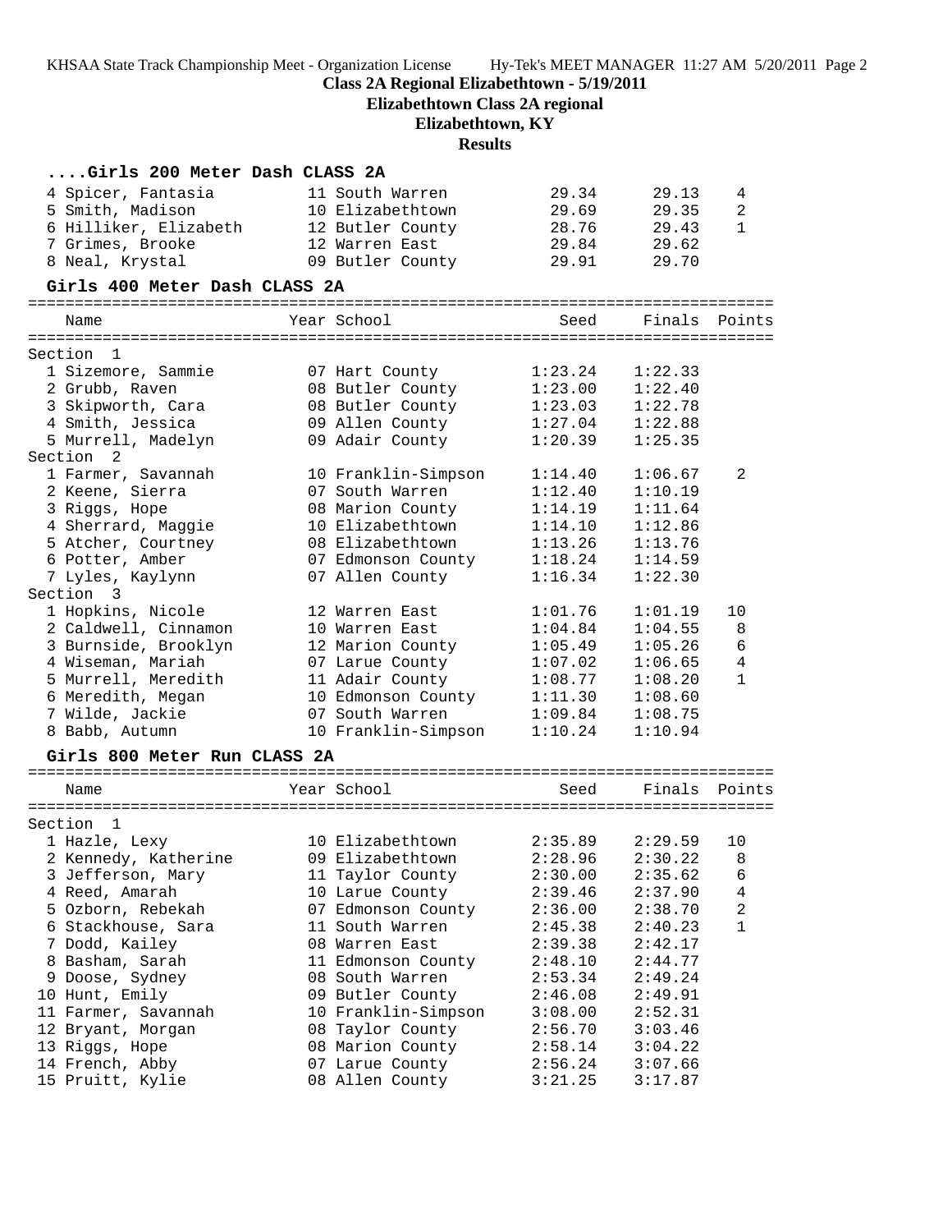### ....Girls 200 Meter Dash CLASS 2A

| | Name | Year | School | Seed | Finals | Points |
|---|---|---|---|---|---|---|
| 4 | Spicer, Fantasia | 11 | South Warren | 29.34 | 29.13 | 4 |
| 5 | Smith, Madison | 10 | Elizabethtown | 29.69 | 29.35 | 2 |
| 6 | Hilliker, Elizabeth | 12 | Butler County | 28.76 | 29.43 | 1 |
| 7 | Grimes, Brooke | 12 | Warren East | 29.84 | 29.62 | |
| 8 | Neal, Krystal | 09 | Butler County | 29.91 | 29.70 | |

### Girls 400 Meter Dash CLASS 2A

| | Name | Year | School | Seed | Finals | Points |
|---|---|---|---|---|---|---|
| **Section 1** | | | | | | |
| 1 | Sizemore, Sammie | 07 | Hart County | 1:23.24 | 1:22.33 | |
| 2 | Grubb, Raven | 08 | Butler County | 1:23.00 | 1:22.40 | |
| 3 | Skipworth, Cara | 08 | Butler County | 1:23.03 | 1:22.78 | |
| 4 | Smith, Jessica | 09 | Allen County | 1:27.04 | 1:22.88 | |
| 5 | Murrell, Madelyn | 09 | Adair County | 1:20.39 | 1:25.35 | |
| **Section 2** | | | | | | |
| 1 | Farmer, Savannah | 10 | Franklin-Simpson | 1:14.40 | 1:06.67 | 2 |
| 2 | Keene, Sierra | 07 | South Warren | 1:12.40 | 1:10.19 | |
| 3 | Riggs, Hope | 08 | Marion County | 1:14.19 | 1:11.64 | |
| 4 | Sherrard, Maggie | 10 | Elizabethtown | 1:14.10 | 1:12.86 | |
| 5 | Atcher, Courtney | 08 | Elizabethtown | 1:13.26 | 1:13.76 | |
| 6 | Potter, Amber | 07 | Edmonson County | 1:18.24 | 1:14.59 | |
| 7 | Lyles, Kaylynn | 07 | Allen County | 1:16.34 | 1:22.30 | |
| **Section 3** | | | | | | |
| 1 | Hopkins, Nicole | 12 | Warren East | 1:01.76 | 1:01.19 | 10 |
| 2 | Caldwell, Cinnamon | 10 | Warren East | 1:04.84 | 1:04.55 | 8 |
| 3 | Burnside, Brooklyn | 12 | Marion County | 1:05.49 | 1:05.26 | 6 |
| 4 | Wiseman, Mariah | 07 | Larue County | 1:07.02 | 1:06.65 | 4 |
| 5 | Murrell, Meredith | 11 | Adair County | 1:08.77 | 1:08.20 | 1 |
| 6 | Meredith, Megan | 10 | Edmonson County | 1:11.30 | 1:08.60 | |
| 7 | Wilde, Jackie | 07 | South Warren | 1:09.84 | 1:08.75 | |
| 8 | Babb, Autumn | 10 | Franklin-Simpson | 1:10.24 | 1:10.94 | |

### Girls 800 Meter Run CLASS 2A

| | Name | Year | School | Seed | Finals | Points |
|---|---|---|---|---|---|---|
| **Section 1** | | | | | | |
| 1 | Hazle, Lexy | 10 | Elizabethtown | 2:35.89 | 2:29.59 | 10 |
| 2 | Kennedy, Katherine | 09 | Elizabethtown | 2:28.96 | 2:30.22 | 8 |
| 3 | Jefferson, Mary | 11 | Taylor County | 2:30.00 | 2:35.62 | 6 |
| 4 | Reed, Amarah | 10 | Larue County | 2:39.46 | 2:37.90 | 4 |
| 5 | Ozborn, Rebekah | 07 | Edmonson County | 2:36.00 | 2:38.70 | 2 |
| 6 | Stackhouse, Sara | 11 | South Warren | 2:45.38 | 2:40.23 | 1 |
| 7 | Dodd, Kailey | 08 | Warren East | 2:39.38 | 2:42.17 | |
| 8 | Basham, Sarah | 11 | Edmonson County | 2:48.10 | 2:44.77 | |
| 9 | Doose, Sydney | 08 | South Warren | 2:53.34 | 2:49.24 | |
| 10 | Hunt, Emily | 09 | Butler County | 2:46.08 | 2:49.91 | |
| 11 | Farmer, Savannah | 10 | Franklin-Simpson | 3:08.00 | 2:52.31 | |
| 12 | Bryant, Morgan | 08 | Taylor County | 2:56.70 | 3:03.46 | |
| 13 | Riggs, Hope | 08 | Marion County | 2:58.14 | 3:04.22 | |
| 14 | French, Abby | 07 | Larue County | 2:56.24 | 3:07.66 | |
| 15 | Pruitt, Kylie | 08 | Allen County | 3:21.25 | 3:17.87 | |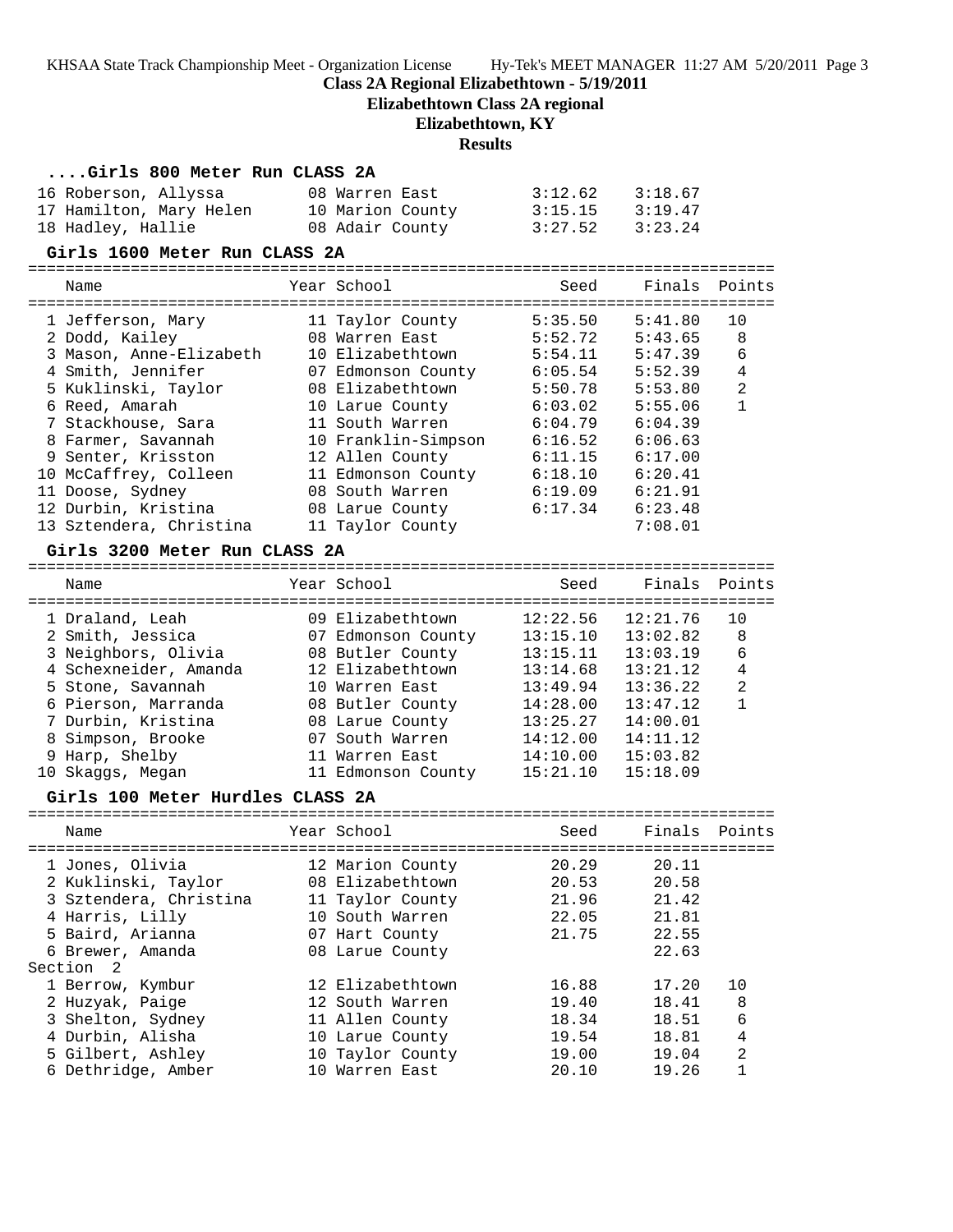## Class 2A Regional Elizabethtown - 5/19/2011

## Elizabethtown Class 2A regional

## Elizabethtown, KY

## Results

### ....Girls 800 Meter Run CLASS 2A

| | | | | | |
|---|---|---|---|---|---|
| 16 | Roberson, Allyssa | 08 Warren East | 3:12.62 | 3:18.67 | |
| 17 | Hamilton, Mary Helen | 10 Marion County | 3:15.15 | 3:19.47 | |
| 18 | Hadley, Hallie | 08 Adair County | 3:27.52 | 3:23.24 | |

### Girls 1600 Meter Run CLASS 2A

| | Name | Year School | Seed | Finals | Points |
|---|---|---|---|---|---|
| 1 | Jefferson, Mary | 11 Taylor County | 5:35.50 | 5:41.80 | 10 |
| 2 | Dodd, Kailey | 08 Warren East | 5:52.72 | 5:43.65 | 8 |
| 3 | Mason, Anne-Elizabeth | 10 Elizabethtown | 5:54.11 | 5:47.39 | 6 |
| 4 | Smith, Jennifer | 07 Edmonson County | 6:05.54 | 5:52.39 | 4 |
| 5 | Kuklinski, Taylor | 08 Elizabethtown | 5:50.78 | 5:53.80 | 2 |
| 6 | Reed, Amarah | 10 Larue County | 6:03.02 | 5:55.06 | 1 |
| 7 | Stackhouse, Sara | 11 South Warren | 6:04.79 | 6:04.39 | |
| 8 | Farmer, Savannah | 10 Franklin-Simpson | 6:16.52 | 6:06.63 | |
| 9 | Senter, Krisston | 12 Allen County | 6:11.15 | 6:17.00 | |
| 10 | McCaffrey, Colleen | 11 Edmonson County | 6:18.10 | 6:20.41 | |
| 11 | Doose, Sydney | 08 South Warren | 6:19.09 | 6:21.91 | |
| 12 | Durbin, Kristina | 08 Larue County | 6:17.34 | 6:23.48 | |
| 13 | Sztendera, Christina | 11 Taylor County | | 7:08.01 | |

### Girls 3200 Meter Run CLASS 2A

| | Name | Year School | Seed | Finals | Points |
|---|---|---|---|---|---|
| 1 | Draland, Leah | 09 Elizabethtown | 12:22.56 | 12:21.76 | 10 |
| 2 | Smith, Jessica | 07 Edmonson County | 13:15.10 | 13:02.82 | 8 |
| 3 | Neighbors, Olivia | 08 Butler County | 13:15.11 | 13:03.19 | 6 |
| 4 | Schexneider, Amanda | 12 Elizabethtown | 13:14.68 | 13:21.12 | 4 |
| 5 | Stone, Savannah | 10 Warren East | 13:49.94 | 13:36.22 | 2 |
| 6 | Pierson, Marranda | 08 Butler County | 14:28.00 | 13:47.12 | 1 |
| 7 | Durbin, Kristina | 08 Larue County | 13:25.27 | 14:00.01 | |
| 8 | Simpson, Brooke | 07 South Warren | 14:12.00 | 14:11.12 | |
| 9 | Harp, Shelby | 11 Warren East | 14:10.00 | 15:03.82 | |
| 10 | Skaggs, Megan | 11 Edmonson County | 15:21.10 | 15:18.09 | |

### Girls 100 Meter Hurdles CLASS 2A

| | Name | Year School | Seed | Finals | Points |
|---|---|---|---|---|---|
| 1 | Jones, Olivia | 12 Marion County | 20.29 | 20.11 | |
| 2 | Kuklinski, Taylor | 08 Elizabethtown | 20.53 | 20.58 | |
| 3 | Sztendera, Christina | 11 Taylor County | 21.96 | 21.42 | |
| 4 | Harris, Lilly | 10 South Warren | 22.05 | 21.81 | |
| 5 | Baird, Arianna | 07 Hart County | 21.75 | 22.55 | |
| 6 | Brewer, Amanda | 08 Larue County | | 22.63 | |
| Section 2 | | | | | |
| 1 | Berrow, Kymbur | 12 Elizabethtown | 16.88 | 17.20 | 10 |
| 2 | Huzyak, Paige | 12 South Warren | 19.40 | 18.41 | 8 |
| 3 | Shelton, Sydney | 11 Allen County | 18.34 | 18.51 | 6 |
| 4 | Durbin, Alisha | 10 Larue County | 19.54 | 18.81 | 4 |
| 5 | Gilbert, Ashley | 10 Taylor County | 19.00 | 19.04 | 2 |
| 6 | Dethridge, Amber | 10 Warren East | 20.10 | 19.26 | 1 |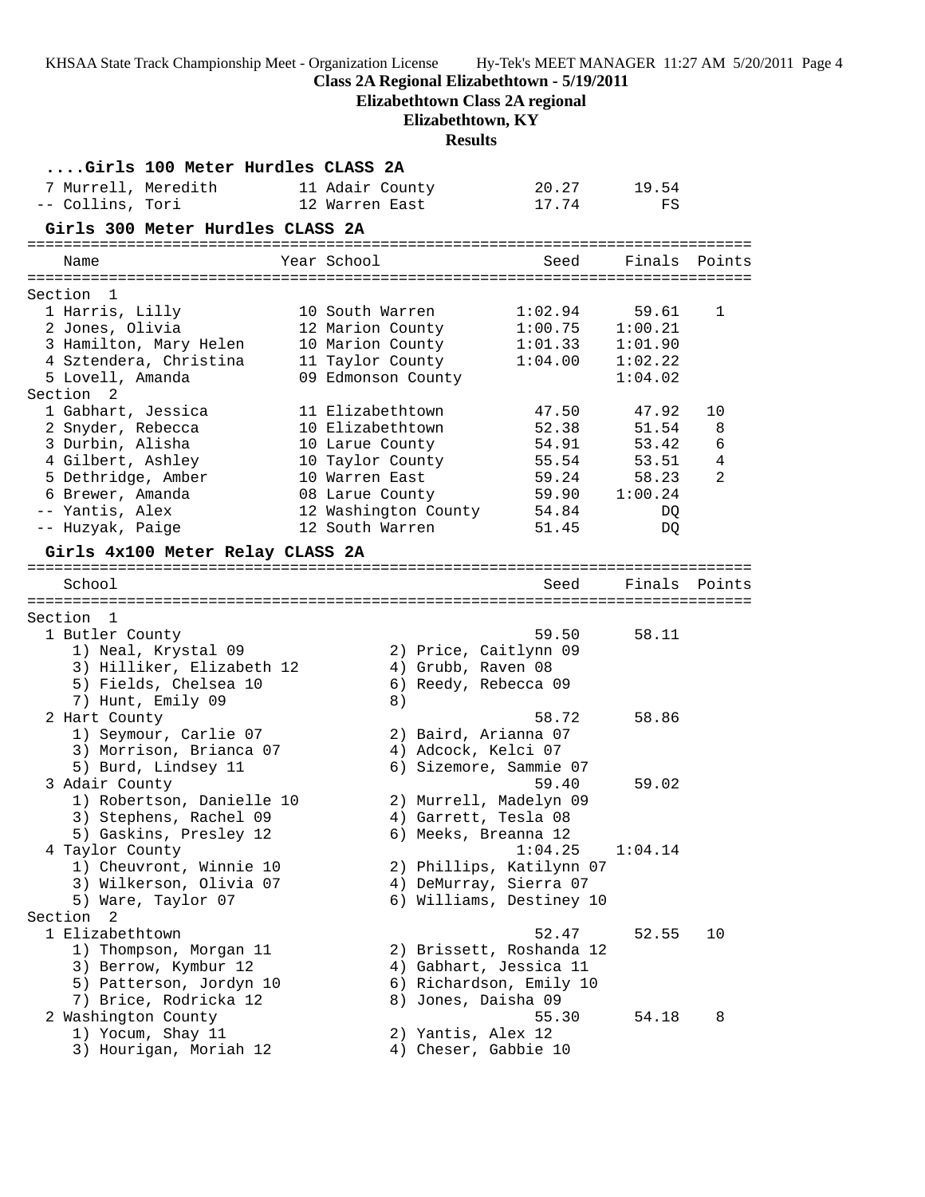# Class 2A Regional Elizabethtown - 5/19/2011

## Elizabethtown Class 2A regional

### Elizabethtown, KY

### Results

#### ....Girls 100 Meter Hurdles CLASS 2A

| | | | | | |
|---|---|---|---|---|---|
| 7 Murrell, Meredith | 11 | Adair County | 20.27 | 19.54 | |
| -- Collins, Tori | 12 | Warren East | 17.74 | FS | |

#### Girls 300 Meter Hurdles CLASS 2A

| Name | Year | School | Seed | Finals | Points |
|---|---|---|---|---|---|
| **Section 1** | | | | | |
| 1 Harris, Lilly | 10 | South Warren | 1:02.94 | 59.61 | 1 |
| 2 Jones, Olivia | 12 | Marion County | 1:00.75 | 1:00.21 | |
| 3 Hamilton, Mary Helen | 10 | Marion County | 1:01.33 | 1:01.90 | |
| 4 Sztendera, Christina | 11 | Taylor County | 1:04.00 | 1:02.22 | |
| 5 Lovell, Amanda | 09 | Edmonson County | | 1:04.02 | |
| **Section 2** | | | | | |
| 1 Gabhart, Jessica | 11 | Elizabethtown | 47.50 | 47.92 | 10 |
| 2 Snyder, Rebecca | 10 | Elizabethtown | 52.38 | 51.54 | 8 |
| 3 Durbin, Alisha | 10 | Larue County | 54.91 | 53.42 | 6 |
| 4 Gilbert, Ashley | 10 | Taylor County | 55.54 | 53.51 | 4 |
| 5 Dethridge, Amber | 10 | Warren East | 59.24 | 58.23 | 2 |
| 6 Brewer, Amanda | 08 | Larue County | 59.90 | 1:00.24 | |
| -- Yantis, Alex | 12 | Washington County | 54.84 | DQ | |
| -- Huzyak, Paige | 12 | South Warren | 51.45 | DQ | |

#### Girls 4x100 Meter Relay CLASS 2A

| School | Seed | Finals | Points |
|---|---|---|---|
| **Section 1** | | | |
| 1 Butler County | 59.50 | 58.11 | |
| 1) Neal, Krystal 09; 2) Price, Caitlynn 09; 3) Hilliker, Elizabeth 12; 4) Grubb, Raven 08; 5) Fields, Chelsea 10; 6) Reedy, Rebecca 09; 7) Hunt, Emily 09; 8) | | | |
| 2 Hart County | 58.72 | 58.86 | |
| 1) Seymour, Carlie 07; 2) Baird, Arianna 07; 3) Morrison, Brianca 07; 4) Adcock, Kelci 07; 5) Burd, Lindsey 11; 6) Sizemore, Sammie 07 | | | |
| 3 Adair County | 59.40 | 59.02 | |
| 1) Robertson, Danielle 10; 2) Murrell, Madelyn 09; 3) Stephens, Rachel 09; 4) Garrett, Tesla 08; 5) Gaskins, Presley 12; 6) Meeks, Breanna 12 | | | |
| 4 Taylor County | 1:04.25 | 1:04.14 | |
| 1) Cheuvront, Winnie 10; 2) Phillips, Katilynn 07; 3) Wilkerson, Olivia 07; 4) DeMurray, Sierra 07; 5) Ware, Taylor 07; 6) Williams, Destiney 10 | | | |
| **Section 2** | | | |
| 1 Elizabethtown | 52.47 | 52.55 | 10 |
| 1) Thompson, Morgan 11; 2) Brissett, Roshanda 12; 3) Berrow, Kymbur 12; 4) Gabhart, Jessica 11; 5) Patterson, Jordyn 10; 6) Richardson, Emily 10; 7) Brice, Rodricka 12; 8) Jones, Daisha 09 | | | |
| 2 Washington County | 55.30 | 54.18 | 8 |
| 1) Yocum, Shay 11; 2) Yantis, Alex 12; 3) Hourigan, Moriah 12; 4) Cheser, Gabbie 10 | | | |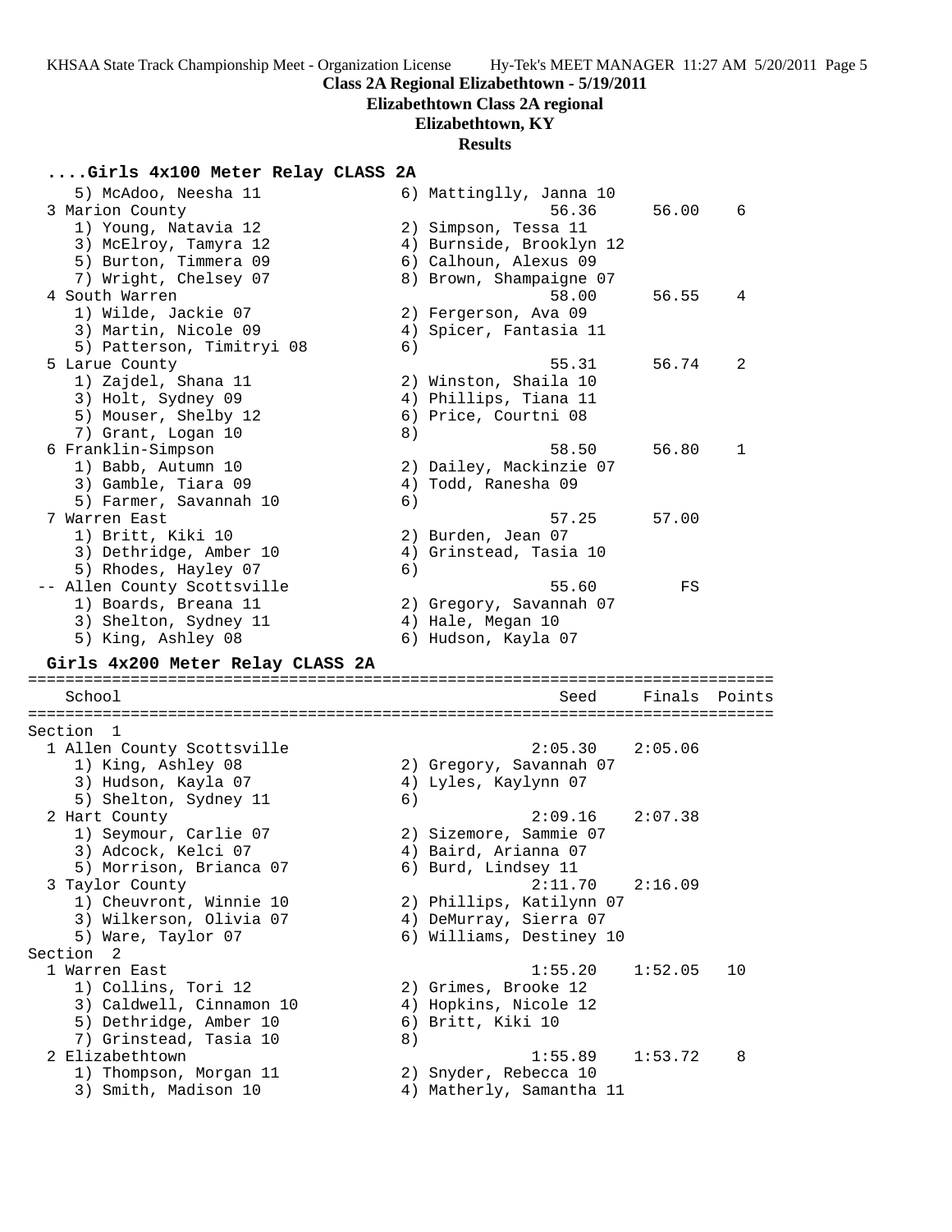# Class 2A Regional Elizabethtown - 5/19/2011

## Elizabethtown Class 2A regional

## Elizabethtown, KY

## Results

### ....Girls 4x100 Meter Relay CLASS 2A

```
    5) McAdoo, Neesha 11              6) Mattinglly, Janna 10
  3 Marion County                                56.36      56.00    6
    1) Young, Natavia 12              2) Simpson, Tessa 11
    3) McElroy, Tamyra 12             4) Burnside, Brooklyn 12
    5) Burton, Timmera 09             6) Calhoun, Alexus 09
    7) Wright, Chelsey 07             8) Brown, Shampaigne 07
  4 South Warren                                 58.00      56.55    4
    1) Wilde, Jackie 07               2) Fergerson, Ava 09
    3) Martin, Nicole 09              4) Spicer, Fantasia 11
    5) Patterson, Timitryi 08         6)
  5 Larue County                                 55.31      56.74    2
    1) Zajdel, Shana 11               2) Winston, Shaila 10
    3) Holt, Sydney 09                4) Phillips, Tiana 11
    5) Mouser, Shelby 12              6) Price, Courtni 08
    7) Grant, Logan 10                8)
  6 Franklin-Simpson                             58.50      56.80    1
    1) Babb, Autumn 10                2) Dailey, Mackinzie 07
    3) Gamble, Tiara 09               4) Todd, Ranesha 09
    5) Farmer, Savannah 10            6)
  7 Warren East                                  57.25      57.00
    1) Britt, Kiki 10                 2) Burden, Jean 07
    3) Dethridge, Amber 10            4) Grinstead, Tasia 10
    5) Rhodes, Hayley 07              6)
 -- Allen County Scottsville                     55.60         FS
    1) Boards, Breana 11              2) Gregory, Savannah 07
    3) Shelton, Sydney 11             4) Hale, Megan 10
    5) King, Ashley 08                6) Hudson, Kayla 07
```

### Girls 4x200 Meter Relay CLASS 2A

```
===============================================================================
    School                                        Seed     Finals  Points
===============================================================================
Section  1
  1 Allen County Scottsville                   2:05.30    2:05.06
    1) King, Ashley 08                2) Gregory, Savannah 07
    3) Hudson, Kayla 07               4) Lyles, Kaylynn 07
    5) Shelton, Sydney 11             6)
  2 Hart County                                2:09.16    2:07.38
    1) Seymour, Carlie 07             2) Sizemore, Sammie 07
    3) Adcock, Kelci 07               4) Baird, Arianna 07
    5) Morrison, Brianca 07           6) Burd, Lindsey 11
  3 Taylor County                              2:11.70    2:16.09
    1) Cheuvront, Winnie 10           2) Phillips, Katilynn 07
    3) Wilkerson, Olivia 07           4) DeMurray, Sierra 07
    5) Ware, Taylor 07                6) Williams, Destiney 10
Section  2
  1 Warren East                                1:55.20    1:52.05   10
    1) Collins, Tori 12               2) Grimes, Brooke 12
    3) Caldwell, Cinnamon 10          4) Hopkins, Nicole 12
    5) Dethridge, Amber 10            6) Britt, Kiki 10
    7) Grinstead, Tasia 10            8)
  2 Elizabethtown                              1:55.89    1:53.72    8
    1) Thompson, Morgan 11            2) Snyder, Rebecca 10
    3) Smith, Madison 10              4) Matherly, Samantha 11
```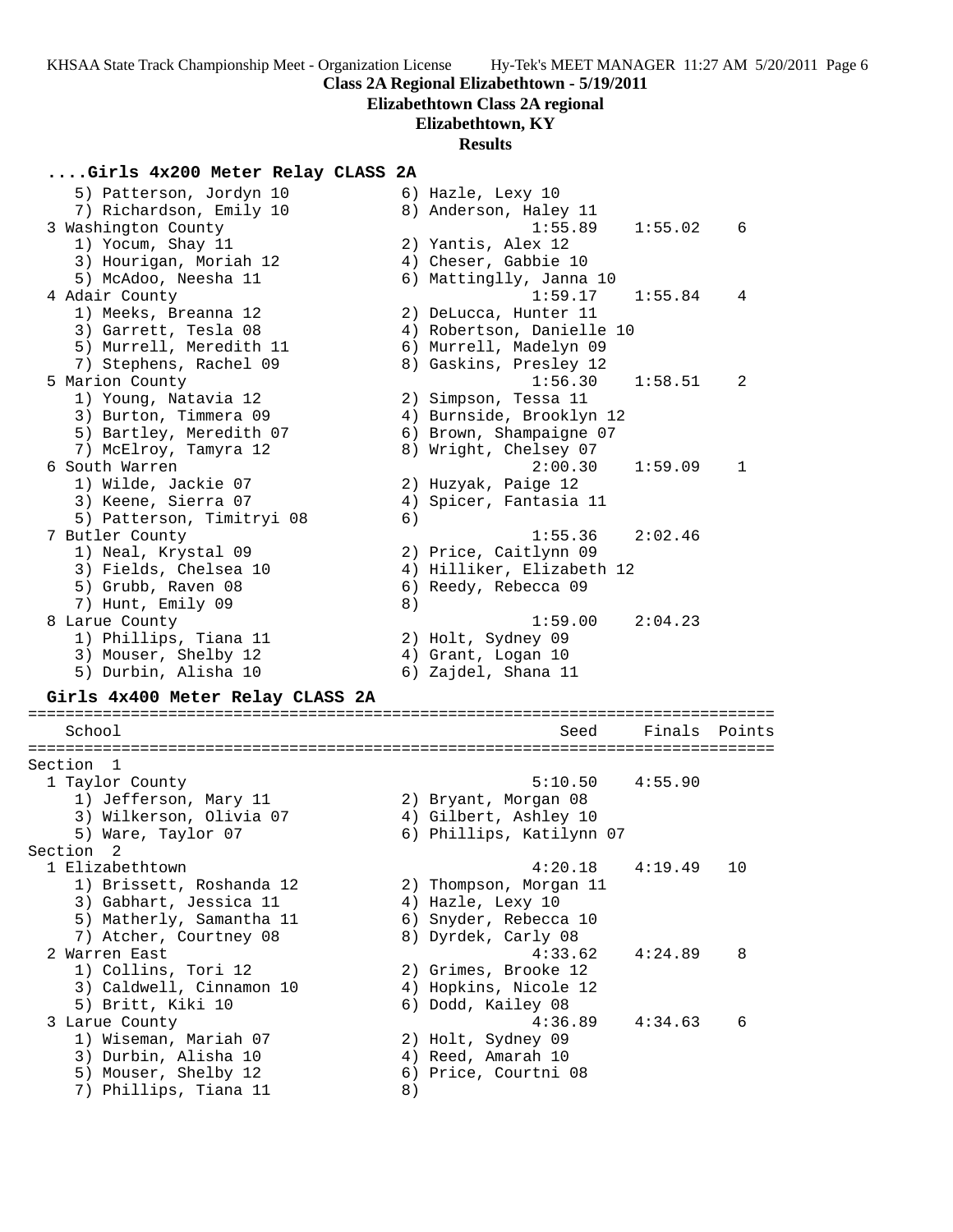**Class 2A Regional Elizabethtown - 5/19/2011**

**Elizabethtown Class 2A regional**

**Elizabethtown, KY**

**Results**

### ....Girls 4x200 Meter Relay CLASS 2A

```
    5) Patterson, Jordyn 10            6) Hazle, Lexy 10
    7) Richardson, Emily 10            8) Anderson, Haley 11
  3 Washington County                             1:55.89    1:55.02    6
    1) Yocum, Shay 11                  2) Yantis, Alex 12
    3) Hourigan, Moriah 12             4) Cheser, Gabbie 10
    5) McAdoo, Neesha 11               6) Mattinglly, Janna 10
  4 Adair County                                  1:59.17    1:55.84    4
    1) Meeks, Breanna 12               2) DeLucca, Hunter 11
    3) Garrett, Tesla 08               4) Robertson, Danielle 10
    5) Murrell, Meredith 11            6) Murrell, Madelyn 09
    7) Stephens, Rachel 09             8) Gaskins, Presley 12
  5 Marion County                                 1:56.30    1:58.51    2
    1) Young, Natavia 12               2) Simpson, Tessa 11
    3) Burton, Timmera 09              4) Burnside, Brooklyn 12
    5) Bartley, Meredith 07            6) Brown, Shampaigne 07
    7) McElroy, Tamyra 12              8) Wright, Chelsey 07
  6 South Warren                                  2:00.30    1:59.09    1
    1) Wilde, Jackie 07                2) Huzyak, Paige 12
    3) Keene, Sierra 07                4) Spicer, Fantasia 11
    5) Patterson, Timitryi 08          6)
  7 Butler County                                 1:55.36    2:02.46
    1) Neal, Krystal 09                2) Price, Caitlynn 09
    3) Fields, Chelsea 10              4) Hilliker, Elizabeth 12
    5) Grubb, Raven 08                 6) Reedy, Rebecca 09
    7) Hunt, Emily 09                  8)
  8 Larue County                                  1:59.00    2:04.23
    1) Phillips, Tiana 11              2) Holt, Sydney 09
    3) Mouser, Shelby 12               4) Grant, Logan 10
    5) Durbin, Alisha 10               6) Zajdel, Shana 11
```

### Girls 4x400 Meter Relay CLASS 2A

```
===============================================================================
   School                                           Seed     Finals  Points
===============================================================================
Section  1
  1 Taylor County                                 5:10.50    4:55.90
    1) Jefferson, Mary 11              2) Bryant, Morgan 08
    3) Wilkerson, Olivia 07            4) Gilbert, Ashley 10
    5) Ware, Taylor 07                 6) Phillips, Katilynn 07
Section  2
  1 Elizabethtown                                 4:20.18    4:19.49   10
    1) Brissett, Roshanda 12           2) Thompson, Morgan 11
    3) Gabhart, Jessica 11             4) Hazle, Lexy 10
    5) Matherly, Samantha 11           6) Snyder, Rebecca 10
    7) Atcher, Courtney 08             8) Dyrdek, Carly 08
  2 Warren East                                   4:33.62    4:24.89    8
    1) Collins, Tori 12                2) Grimes, Brooke 12
    3) Caldwell, Cinnamon 10           4) Hopkins, Nicole 12
    5) Britt, Kiki 10                  6) Dodd, Kailey 08
  3 Larue County                                  4:36.89    4:34.63    6
    1) Wiseman, Mariah 07              2) Holt, Sydney 09
    3) Durbin, Alisha 10               4) Reed, Amarah 10
    5) Mouser, Shelby 12               6) Price, Courtni 08
    7) Phillips, Tiana 11              8)
```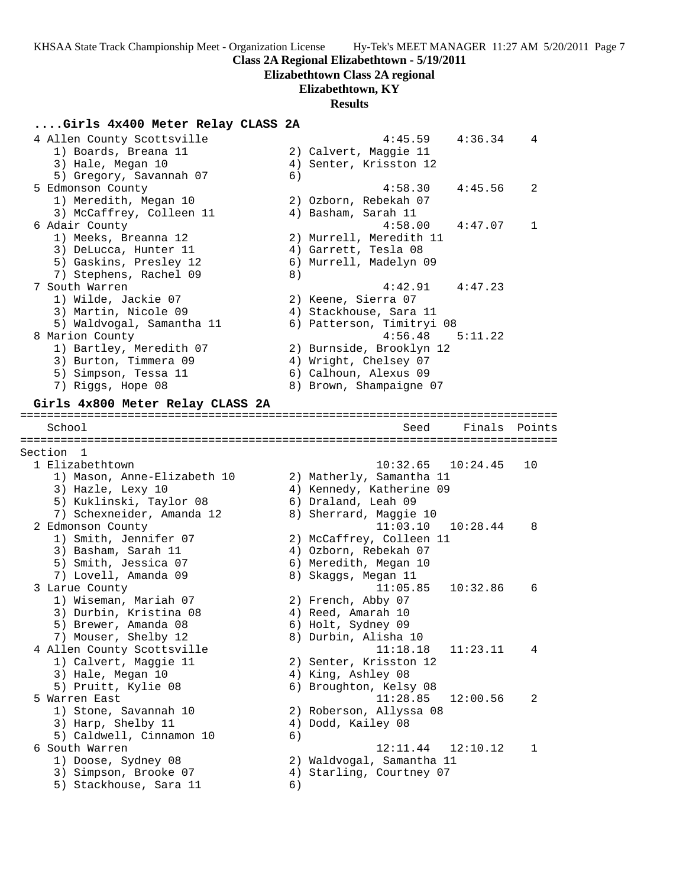**Class 2A Regional Elizabethtown - 5/19/2011**

**Elizabethtown Class 2A regional**

**Elizabethtown, KY**

**Results**

### ....Girls 4x400 Meter Relay CLASS 2A

```
  4 Allen County Scottsville                          4:45.59    4:36.34    4
     1) Boards, Breana 11               2) Calvert, Maggie 11
     3) Hale, Megan 10                  4) Senter, Krisston 12
     5) Gregory, Savannah 07            6)
  5 Edmonson County                                   4:58.30    4:45.56    2
     1) Meredith, Megan 10              2) Ozborn, Rebekah 07
     3) McCaffrey, Colleen 11           4) Basham, Sarah 11
  6 Adair County                                      4:58.00    4:47.07    1
     1) Meeks, Breanna 12               2) Murrell, Meredith 11
     3) DeLucca, Hunter 11              4) Garrett, Tesla 08
     5) Gaskins, Presley 12             6) Murrell, Madelyn 09
     7) Stephens, Rachel 09             8)
  7 South Warren                                      4:42.91    4:47.23
     1) Wilde, Jackie 07                2) Keene, Sierra 07
     3) Martin, Nicole 09               4) Stackhouse, Sara 11
     5) Waldvogal, Samantha 11          6) Patterson, Timitryi 08
  8 Marion County                                     4:56.48    5:11.22
     1) Bartley, Meredith 07            2) Burnside, Brooklyn 12
     3) Burton, Timmera 09              4) Wright, Chelsey 07
     5) Simpson, Tessa 11               6) Calhoun, Alexus 09
     7) Riggs, Hope 08                  8) Brown, Shampaigne 07
```

### Girls 4x800 Meter Relay CLASS 2A

```
================================================================================
    School                                               Seed     Finals  Points
================================================================================
Section  1
  1 Elizabethtown                                     10:32.65   10:24.45   10
     1) Mason, Anne-Elizabeth 10        2) Matherly, Samantha 11
     3) Hazle, Lexy 10                  4) Kennedy, Katherine 09
     5) Kuklinski, Taylor 08            6) Draland, Leah 09
     7) Schexneider, Amanda 12          8) Sherrard, Maggie 10
  2 Edmonson County                                   11:03.10   10:28.44    8
     1) Smith, Jennifer 07              2) McCaffrey, Colleen 11
     3) Basham, Sarah 11                4) Ozborn, Rebekah 07
     5) Smith, Jessica 07               6) Meredith, Megan 10
     7) Lovell, Amanda 09               8) Skaggs, Megan 11
  3 Larue County                                      11:05.85   10:32.86    6
     1) Wiseman, Mariah 07              2) French, Abby 07
     3) Durbin, Kristina 08             4) Reed, Amarah 10
     5) Brewer, Amanda 08               6) Holt, Sydney 09
     7) Mouser, Shelby 12               8) Durbin, Alisha 10
  4 Allen County Scottsville                          11:18.18   11:23.11    4
     1) Calvert, Maggie 11              2) Senter, Krisston 12
     3) Hale, Megan 10                  4) King, Ashley 08
     5) Pruitt, Kylie 08                6) Broughton, Kelsy 08
  5 Warren East                                       11:28.85   12:00.56    2
     1) Stone, Savannah 10              2) Roberson, Allyssa 08
     3) Harp, Shelby 11                 4) Dodd, Kailey 08
     5) Caldwell, Cinnamon 10           6)
  6 South Warren                                      12:11.44   12:10.12    1
     1) Doose, Sydney 08                2) Waldvogal, Samantha 11
     3) Simpson, Brooke 07              4) Starling, Courtney 07
     5) Stackhouse, Sara 11             6)
```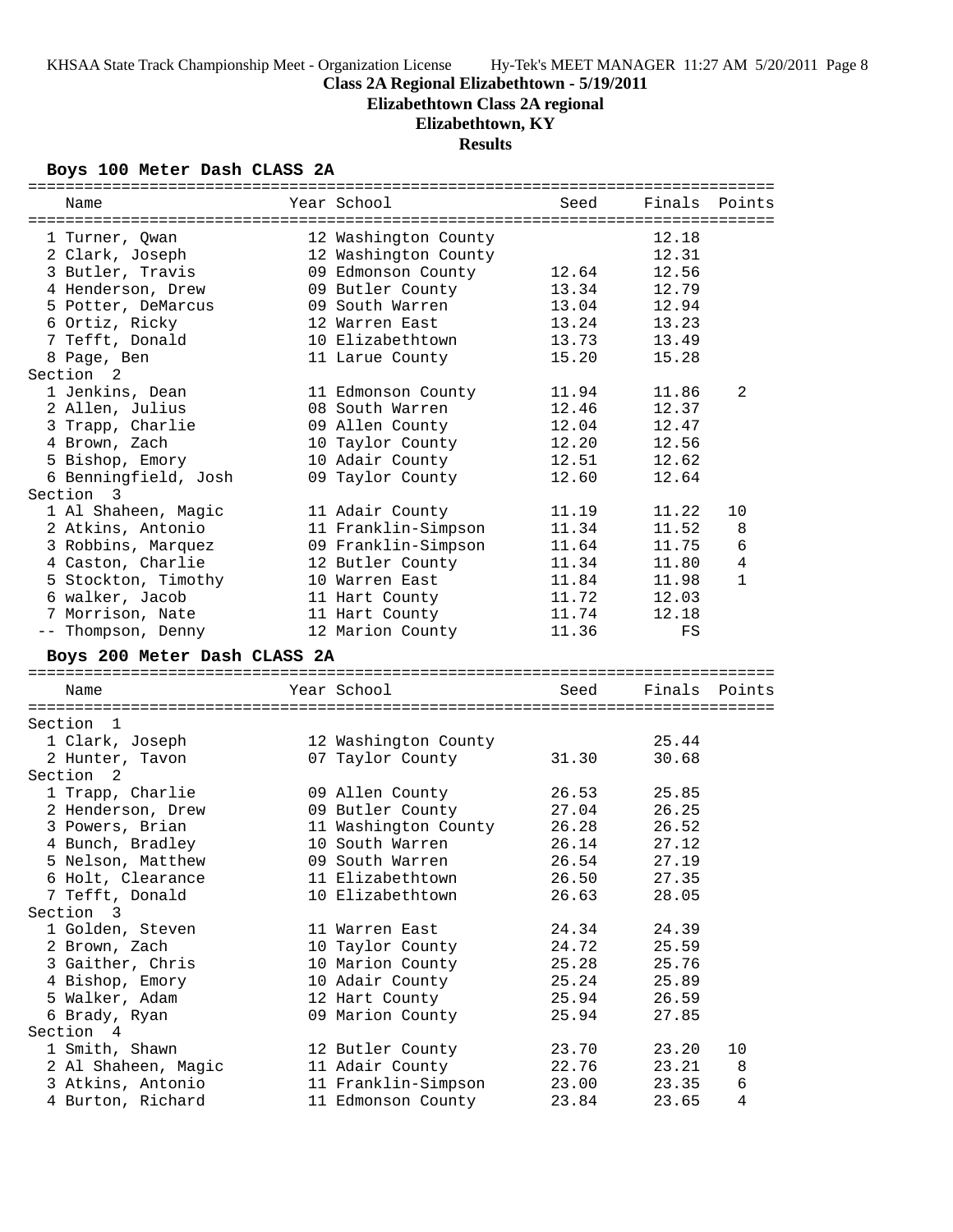**Class 2A Regional Elizabethtown - 5/19/2011**

**Elizabethtown Class 2A regional**

**Elizabethtown, KY**

**Results**

### Boys 100 Meter Dash CLASS 2A

| Name | Year | School | Seed | Finals | Points |
|---|---|---|---|---|---|
| 1 Turner, Qwan | 12 | Washington County | | 12.18 | |
| 2 Clark, Joseph | 12 | Washington County | | 12.31 | |
| 3 Butler, Travis | 09 | Edmonson County | 12.64 | 12.56 | |
| 4 Henderson, Drew | 09 | Butler County | 13.34 | 12.79 | |
| 5 Potter, DeMarcus | 09 | South Warren | 13.04 | 12.94 | |
| 6 Ortiz, Ricky | 12 | Warren East | 13.24 | 13.23 | |
| 7 Tefft, Donald | 10 | Elizabethtown | 13.73 | 13.49 | |
| 8 Page, Ben | 11 | Larue County | 15.20 | 15.28 | |
| Section 2 | | | | | |
| 1 Jenkins, Dean | 11 | Edmonson County | 11.94 | 11.86 | 2 |
| 2 Allen, Julius | 08 | South Warren | 12.46 | 12.37 | |
| 3 Trapp, Charlie | 09 | Allen County | 12.04 | 12.47 | |
| 4 Brown, Zach | 10 | Taylor County | 12.20 | 12.56 | |
| 5 Bishop, Emory | 10 | Adair County | 12.51 | 12.62 | |
| 6 Benningfield, Josh | 09 | Taylor County | 12.60 | 12.64 | |
| Section 3 | | | | | |
| 1 Al Shaheen, Magic | 11 | Adair County | 11.19 | 11.22 | 10 |
| 2 Atkins, Antonio | 11 | Franklin-Simpson | 11.34 | 11.52 | 8 |
| 3 Robbins, Marquez | 09 | Franklin-Simpson | 11.64 | 11.75 | 6 |
| 4 Caston, Charlie | 12 | Butler County | 11.34 | 11.80 | 4 |
| 5 Stockton, Timothy | 10 | Warren East | 11.84 | 11.98 | 1 |
| 6 walker, Jacob | 11 | Hart County | 11.72 | 12.03 | |
| 7 Morrison, Nate | 11 | Hart County | 11.74 | 12.18 | |
| -- Thompson, Denny | 12 | Marion County | 11.36 | FS | |

### Boys 200 Meter Dash CLASS 2A

| Name | Year | School | Seed | Finals | Points |
|---|---|---|---|---|---|
| Section 1 | | | | | |
| 1 Clark, Joseph | 12 | Washington County | | 25.44 | |
| 2 Hunter, Tavon | 07 | Taylor County | 31.30 | 30.68 | |
| Section 2 | | | | | |
| 1 Trapp, Charlie | 09 | Allen County | 26.53 | 25.85 | |
| 2 Henderson, Drew | 09 | Butler County | 27.04 | 26.25 | |
| 3 Powers, Brian | 11 | Washington County | 26.28 | 26.52 | |
| 4 Bunch, Bradley | 10 | South Warren | 26.14 | 27.12 | |
| 5 Nelson, Matthew | 09 | South Warren | 26.54 | 27.19 | |
| 6 Holt, Clearance | 11 | Elizabethtown | 26.50 | 27.35 | |
| 7 Tefft, Donald | 10 | Elizabethtown | 26.63 | 28.05 | |
| Section 3 | | | | | |
| 1 Golden, Steven | 11 | Warren East | 24.34 | 24.39 | |
| 2 Brown, Zach | 10 | Taylor County | 24.72 | 25.59 | |
| 3 Gaither, Chris | 10 | Marion County | 25.28 | 25.76 | |
| 4 Bishop, Emory | 10 | Adair County | 25.24 | 25.89 | |
| 5 Walker, Adam | 12 | Hart County | 25.94 | 26.59 | |
| 6 Brady, Ryan | 09 | Marion County | 25.94 | 27.85 | |
| Section 4 | | | | | |
| 1 Smith, Shawn | 12 | Butler County | 23.70 | 23.20 | 10 |
| 2 Al Shaheen, Magic | 11 | Adair County | 22.76 | 23.21 | 8 |
| 3 Atkins, Antonio | 11 | Franklin-Simpson | 23.00 | 23.35 | 6 |
| 4 Burton, Richard | 11 | Edmonson County | 23.84 | 23.65 | 4 |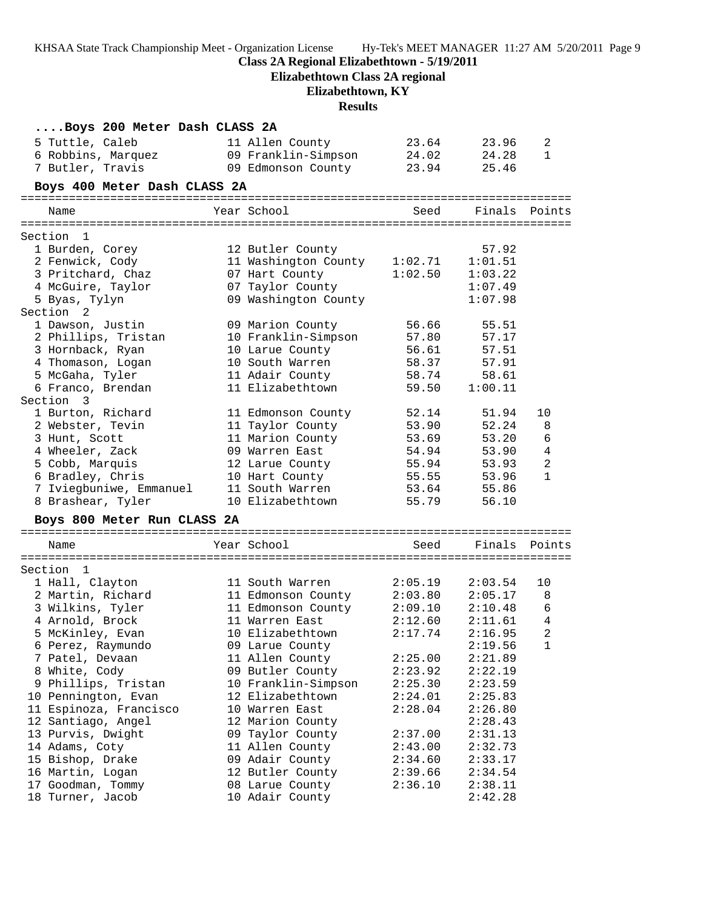## ....Boys 200 Meter Dash CLASS 2A

| | | | | | |
|---|---|---|---|---|---|
| 5 | Tuttle, Caleb | 11 Allen County | 23.64 | 23.96 | 2 |
| 6 | Robbins, Marquez | 09 Franklin-Simpson | 24.02 | 24.28 | 1 |
| 7 | Butler, Travis | 09 Edmonson County | 23.94 | 25.46 | |

## Boys 400 Meter Dash CLASS 2A

| | Name | Year School | Seed | Finals | Points |
|---|---|---|---|---|---|
| **Section 1** | | | | | |
| 1 | Burden, Corey | 12 Butler County | | 57.92 | |
| 2 | Fenwick, Cody | 11 Washington County | 1:02.71 | 1:01.51 | |
| 3 | Pritchard, Chaz | 07 Hart County | 1:02.50 | 1:03.22 | |
| 4 | McGuire, Taylor | 07 Taylor County | | 1:07.49 | |
| 5 | Byas, Tylyn | 09 Washington County | | 1:07.98 | |
| **Section 2** | | | | | |
| 1 | Dawson, Justin | 09 Marion County | 56.66 | 55.51 | |
| 2 | Phillips, Tristan | 10 Franklin-Simpson | 57.80 | 57.17 | |
| 3 | Hornback, Ryan | 10 Larue County | 56.61 | 57.51 | |
| 4 | Thomason, Logan | 10 South Warren | 58.37 | 57.91 | |
| 5 | McGaha, Tyler | 11 Adair County | 58.74 | 58.61 | |
| 6 | Franco, Brendan | 11 Elizabethtown | 59.50 | 1:00.11 | |
| **Section 3** | | | | | |
| 1 | Burton, Richard | 11 Edmonson County | 52.14 | 51.94 | 10 |
| 2 | Webster, Tevin | 11 Taylor County | 53.90 | 52.24 | 8 |
| 3 | Hunt, Scott | 11 Marion County | 53.69 | 53.20 | 6 |
| 4 | Wheeler, Zack | 09 Warren East | 54.94 | 53.90 | 4 |
| 5 | Cobb, Marquis | 12 Larue County | 55.94 | 53.93 | 2 |
| 6 | Bradley, Chris | 10 Hart County | 55.55 | 53.96 | 1 |
| 7 | Iviegbuniwe, Emmanuel | 11 South Warren | 53.64 | 55.86 | |
| 8 | Brashear, Tyler | 10 Elizabethtown | 55.79 | 56.10 | |

## Boys 800 Meter Run CLASS 2A

| | Name | Year School | Seed | Finals | Points |
|---|---|---|---|---|---|
| **Section 1** | | | | | |
| 1 | Hall, Clayton | 11 South Warren | 2:05.19 | 2:03.54 | 10 |
| 2 | Martin, Richard | 11 Edmonson County | 2:03.80 | 2:05.17 | 8 |
| 3 | Wilkins, Tyler | 11 Edmonson County | 2:09.10 | 2:10.48 | 6 |
| 4 | Arnold, Brock | 11 Warren East | 2:12.60 | 2:11.61 | 4 |
| 5 | McKinley, Evan | 10 Elizabethtown | 2:17.74 | 2:16.95 | 2 |
| 6 | Perez, Raymundo | 09 Larue County | | 2:19.56 | 1 |
| 7 | Patel, Devaan | 11 Allen County | 2:25.00 | 2:21.89 | |
| 8 | White, Cody | 09 Butler County | 2:23.92 | 2:22.19 | |
| 9 | Phillips, Tristan | 10 Franklin-Simpson | 2:25.30 | 2:23.59 | |
| 10 | Pennington, Evan | 12 Elizabethtown | 2:24.01 | 2:25.83 | |
| 11 | Espinoza, Francisco | 10 Warren East | 2:28.04 | 2:26.80 | |
| 12 | Santiago, Angel | 12 Marion County | | 2:28.43 | |
| 13 | Purvis, Dwight | 09 Taylor County | 2:37.00 | 2:31.13 | |
| 14 | Adams, Coty | 11 Allen County | 2:43.00 | 2:32.73 | |
| 15 | Bishop, Drake | 09 Adair County | 2:34.60 | 2:33.17 | |
| 16 | Martin, Logan | 12 Butler County | 2:39.66 | 2:34.54 | |
| 17 | Goodman, Tommy | 08 Larue County | 2:36.10 | 2:38.11 | |
| 18 | Turner, Jacob | 10 Adair County | | 2:42.28 | |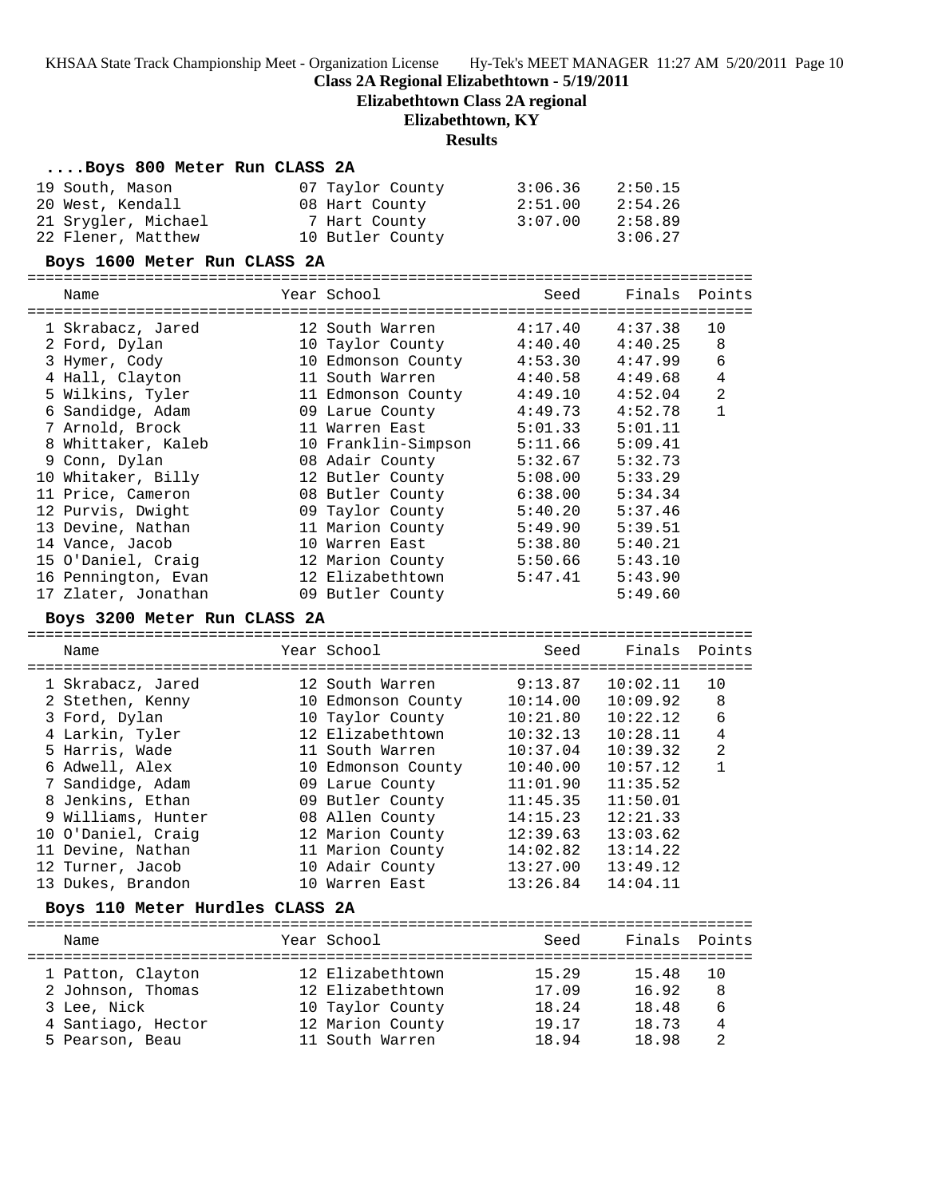**Class 2A Regional Elizabethtown - 5/19/2011**

**Elizabethtown Class 2A regional**

**Elizabethtown, KY**

**Results**

### ....Boys 800 Meter Run CLASS 2A

| | Name | Year | School | Seed | Finals |
|---|---|---|---|---|---|
| 19 | South, Mason | 07 | Taylor County | 3:06.36 | 2:50.15 |
| 20 | West, Kendall | 08 | Hart County | 2:51.00 | 2:54.26 |
| 21 | Srygler, Michael | 7 | Hart County | 3:07.00 | 2:58.89 |
| 22 | Flener, Matthew | 10 | Butler County | | 3:06.27 |

### Boys 1600 Meter Run CLASS 2A

| | Name | Year | School | Seed | Finals | Points |
|---|---|---|---|---|---|---|
| 1 | Skrabacz, Jared | 12 | South Warren | 4:17.40 | 4:37.38 | 10 |
| 2 | Ford, Dylan | 10 | Taylor County | 4:40.40 | 4:40.25 | 8 |
| 3 | Hymer, Cody | 10 | Edmonson County | 4:53.30 | 4:47.99 | 6 |
| 4 | Hall, Clayton | 11 | South Warren | 4:40.58 | 4:49.68 | 4 |
| 5 | Wilkins, Tyler | 11 | Edmonson County | 4:49.10 | 4:52.04 | 2 |
| 6 | Sandidge, Adam | 09 | Larue County | 4:49.73 | 4:52.78 | 1 |
| 7 | Arnold, Brock | 11 | Warren East | 5:01.33 | 5:01.11 | |
| 8 | Whittaker, Kaleb | 10 | Franklin-Simpson | 5:11.66 | 5:09.41 | |
| 9 | Conn, Dylan | 08 | Adair County | 5:32.67 | 5:32.73 | |
| 10 | Whitaker, Billy | 12 | Butler County | 5:08.00 | 5:33.29 | |
| 11 | Price, Cameron | 08 | Butler County | 6:38.00 | 5:34.34 | |
| 12 | Purvis, Dwight | 09 | Taylor County | 5:40.20 | 5:37.46 | |
| 13 | Devine, Nathan | 11 | Marion County | 5:49.90 | 5:39.51 | |
| 14 | Vance, Jacob | 10 | Warren East | 5:38.80 | 5:40.21 | |
| 15 | O'Daniel, Craig | 12 | Marion County | 5:50.66 | 5:43.10 | |
| 16 | Pennington, Evan | 12 | Elizabethtown | 5:47.41 | 5:43.90 | |
| 17 | Zlater, Jonathan | 09 | Butler County | | 5:49.60 | |

### Boys 3200 Meter Run CLASS 2A

| | Name | Year | School | Seed | Finals | Points |
|---|---|---|---|---|---|---|
| 1 | Skrabacz, Jared | 12 | South Warren | 9:13.87 | 10:02.11 | 10 |
| 2 | Stethen, Kenny | 10 | Edmonson County | 10:14.00 | 10:09.92 | 8 |
| 3 | Ford, Dylan | 10 | Taylor County | 10:21.80 | 10:22.12 | 6 |
| 4 | Larkin, Tyler | 12 | Elizabethtown | 10:32.13 | 10:28.11 | 4 |
| 5 | Harris, Wade | 11 | South Warren | 10:37.04 | 10:39.32 | 2 |
| 6 | Adwell, Alex | 10 | Edmonson County | 10:40.00 | 10:57.12 | 1 |
| 7 | Sandidge, Adam | 09 | Larue County | 11:01.90 | 11:35.52 | |
| 8 | Jenkins, Ethan | 09 | Butler County | 11:45.35 | 11:50.01 | |
| 9 | Williams, Hunter | 08 | Allen County | 14:15.23 | 12:21.33 | |
| 10 | O'Daniel, Craig | 12 | Marion County | 12:39.63 | 13:03.62 | |
| 11 | Devine, Nathan | 11 | Marion County | 14:02.82 | 13:14.22 | |
| 12 | Turner, Jacob | 10 | Adair County | 13:27.00 | 13:49.12 | |
| 13 | Dukes, Brandon | 10 | Warren East | 13:26.84 | 14:04.11 | |

### Boys 110 Meter Hurdles CLASS 2A

| | Name | Year | School | Seed | Finals | Points |
|---|---|---|---|---|---|---|
| 1 | Patton, Clayton | 12 | Elizabethtown | 15.29 | 15.48 | 10 |
| 2 | Johnson, Thomas | 12 | Elizabethtown | 17.09 | 16.92 | 8 |
| 3 | Lee, Nick | 10 | Taylor County | 18.24 | 18.48 | 6 |
| 4 | Santiago, Hector | 12 | Marion County | 19.17 | 18.73 | 4 |
| 5 | Pearson, Beau | 11 | South Warren | 18.94 | 18.98 | 2 |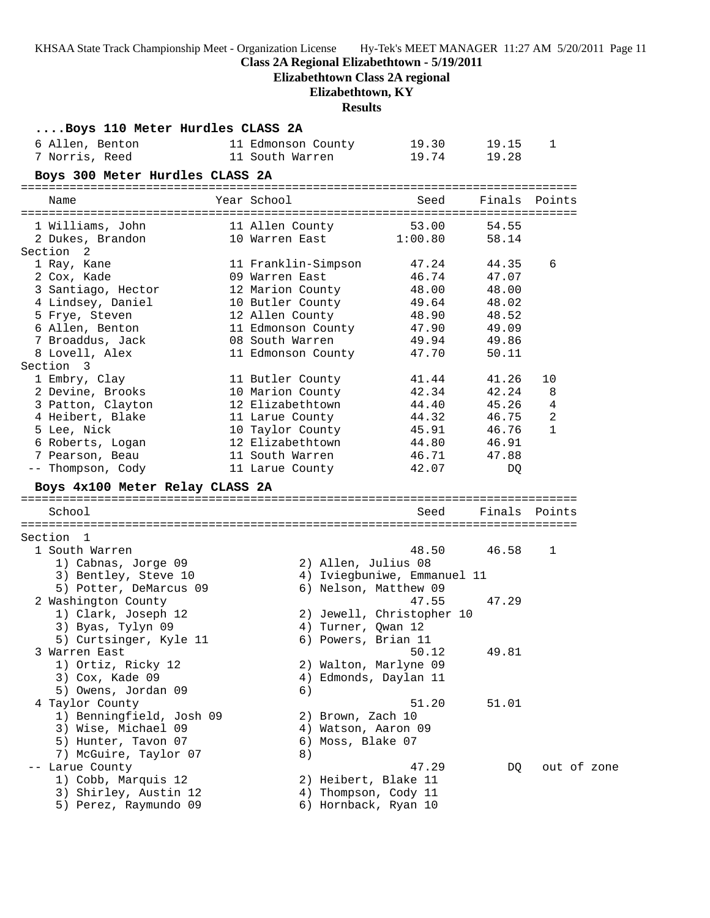**Class 2A Regional Elizabethtown - 5/19/2011**

**Elizabethtown Class 2A regional**

**Elizabethtown, KY**

**Results**

### ....Boys 110 Meter Hurdles CLASS 2A

| | | | | | |
|---|---|---|---|---|---|
| 6 | Allen, Benton | 11 Edmonson County | 19.30 | 19.15 | 1 |
| 7 | Norris, Reed | 11 South Warren | 19.74 | 19.28 | |

### Boys 300 Meter Hurdles CLASS 2A

| | Name | Year School | Seed | Finals | Points |
|---|---|---|---|---|---|
| 1 | Williams, John | 11 Allen County | 53.00 | 54.55 | |
| 2 | Dukes, Brandon | 10 Warren East | 1:00.80 | 58.14 | |
| Section 2 | | | | | |
| 1 | Ray, Kane | 11 Franklin-Simpson | 47.24 | 44.35 | 6 |
| 2 | Cox, Kade | 09 Warren East | 46.74 | 47.07 | |
| 3 | Santiago, Hector | 12 Marion County | 48.00 | 48.00 | |
| 4 | Lindsey, Daniel | 10 Butler County | 49.64 | 48.02 | |
| 5 | Frye, Steven | 12 Allen County | 48.90 | 48.52 | |
| 6 | Allen, Benton | 11 Edmonson County | 47.90 | 49.09 | |
| 7 | Broaddus, Jack | 08 South Warren | 49.94 | 49.86 | |
| 8 | Lovell, Alex | 11 Edmonson County | 47.70 | 50.11 | |
| Section 3 | | | | | |
| 1 | Embry, Clay | 11 Butler County | 41.44 | 41.26 | 10 |
| 2 | Devine, Brooks | 10 Marion County | 42.34 | 42.24 | 8 |
| 3 | Patton, Clayton | 12 Elizabethtown | 44.40 | 45.26 | 4 |
| 4 | Heibert, Blake | 11 Larue County | 44.32 | 46.75 | 2 |
| 5 | Lee, Nick | 10 Taylor County | 45.91 | 46.76 | 1 |
| 6 | Roberts, Logan | 12 Elizabethtown | 44.80 | 46.91 | |
| 7 | Pearson, Beau | 11 South Warren | 46.71 | 47.88 | |
| -- | Thompson, Cody | 11 Larue County | 42.07 | DQ | |

### Boys 4x100 Meter Relay CLASS 2A

| | School | Seed | Finals | Points |
|---|---|---|---|---|
| Section 1 | | | | |
| 1 | South Warren | 48.50 | 46.58 | 1 |
| | 1) Cabnas, Jorge 09; 2) Allen, Julius 08; 3) Bentley, Steve 10; 4) Iviegbuniwe, Emmanuel 11; 5) Potter, DeMarcus 09; 6) Nelson, Matthew 09 | | | |
| 2 | Washington County | 47.55 | 47.29 | |
| | 1) Clark, Joseph 12; 2) Jewell, Christopher 10; 3) Byas, Tylyn 09; 4) Turner, Qwan 12; 5) Curtsinger, Kyle 11; 6) Powers, Brian 11 | | | |
| 3 | Warren East | 50.12 | 49.81 | |
| | 1) Ortiz, Ricky 12; 2) Walton, Marlyne 09; 3) Cox, Kade 09; 4) Edmonds, Daylan 11; 5) Owens, Jordan 09; 6) | | | |
| 4 | Taylor County | 51.20 | 51.01 | |
| | 1) Benningfield, Josh 09; 2) Brown, Zach 10; 3) Wise, Michael 09; 4) Watson, Aaron 09; 5) Hunter, Tavon 07; 6) Moss, Blake 07; 7) McGuire, Taylor 07; 8) | | | |
| -- | Larue County | 47.29 | DQ | out of zone |
| | 1) Cobb, Marquis 12; 2) Heibert, Blake 11; 3) Shirley, Austin 12; 4) Thompson, Cody 11; 5) Perez, Raymundo 09; 6) Hornback, Ryan 10 | | | |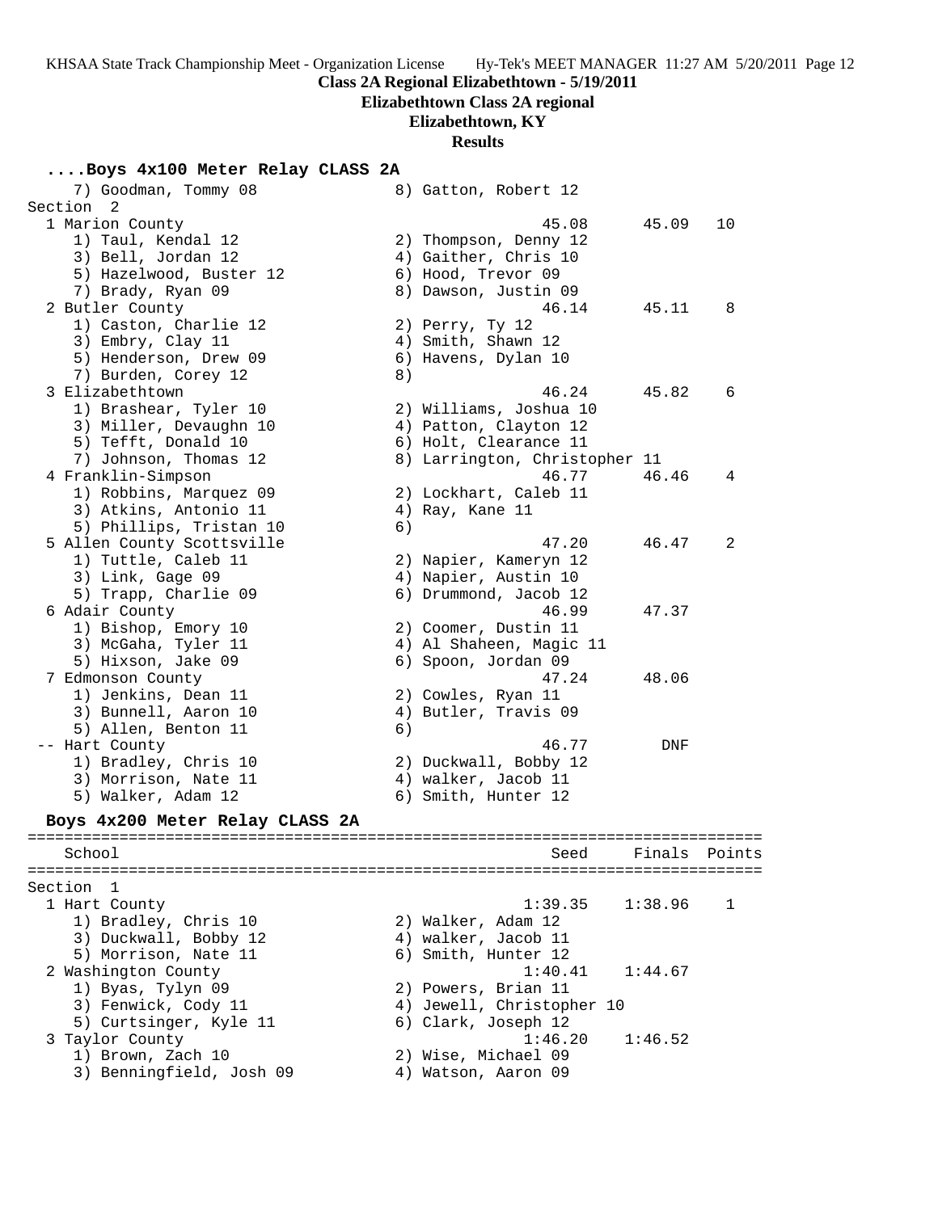**Class 2A Regional Elizabethtown - 5/19/2011**

**Elizabethtown Class 2A regional**

**Elizabethtown, KY**

**Results**

### ....Boys 4x100 Meter Relay CLASS 2A

```
    7) Goodman, Tommy 08             8) Gatton, Robert 12
Section  2
  1 Marion County                                 45.08      45.09   10
     1) Taul, Kendal 12               2) Thompson, Denny 12
     3) Bell, Jordan 12               4) Gaither, Chris 10
     5) Hazelwood, Buster 12          6) Hood, Trevor 09
     7) Brady, Ryan 09                8) Dawson, Justin 09
  2 Butler County                                 46.14      45.11    8
     1) Caston, Charlie 12            2) Perry, Ty 12
     3) Embry, Clay 11                4) Smith, Shawn 12
     5) Henderson, Drew 09            6) Havens, Dylan 10
     7) Burden, Corey 12              8)
  3 Elizabethtown                                 46.24      45.82    6
     1) Brashear, Tyler 10            2) Williams, Joshua 10
     3) Miller, Devaughn 10           4) Patton, Clayton 12
     5) Tefft, Donald 10              6) Holt, Clearance 11
     7) Johnson, Thomas 12            8) Larrington, Christopher 11
  4 Franklin-Simpson                              46.77      46.46    4
     1) Robbins, Marquez 09           2) Lockhart, Caleb 11
     3) Atkins, Antonio 11            4) Ray, Kane 11
     5) Phillips, Tristan 10          6)
  5 Allen County Scottsville                      47.20      46.47    2
     1) Tuttle, Caleb 11              2) Napier, Kameryn 12
     3) Link, Gage 09                 4) Napier, Austin 10
     5) Trapp, Charlie 09             6) Drummond, Jacob 12
  6 Adair County                                  46.99      47.37
     1) Bishop, Emory 10              2) Coomer, Dustin 11
     3) McGaha, Tyler 11              4) Al Shaheen, Magic 11
     5) Hixson, Jake 09               6) Spoon, Jordan 09
  7 Edmonson County                               47.24      48.06
     1) Jenkins, Dean 11              2) Cowles, Ryan 11
     3) Bunnell, Aaron 10             4) Butler, Travis 09
     5) Allen, Benton 11              6)
 -- Hart County                                   46.77        DNF
     1) Bradley, Chris 10             2) Duckwall, Bobby 12
     3) Morrison, Nate 11             4) walker, Jacob 11
     5) Walker, Adam 12               6) Smith, Hunter 12
```

### Boys 4x200 Meter Relay CLASS 2A

```
================================================================================
    School                                          Seed     Finals  Points
================================================================================
Section  1
  1 Hart County                                 1:39.35    1:38.96    1
     1) Bradley, Chris 10             2) Walker, Adam 12
     3) Duckwall, Bobby 12            4) walker, Jacob 11
     5) Morrison, Nate 11             6) Smith, Hunter 12
  2 Washington County                           1:40.41    1:44.67
     1) Byas, Tylyn 09                2) Powers, Brian 11
     3) Fenwick, Cody 11              4) Jewell, Christopher 10
     5) Curtsinger, Kyle 11           6) Clark, Joseph 12
  3 Taylor County                               1:46.20    1:46.52
     1) Brown, Zach 10                2) Wise, Michael 09
     3) Benningfield, Josh 09         4) Watson, Aaron 09
```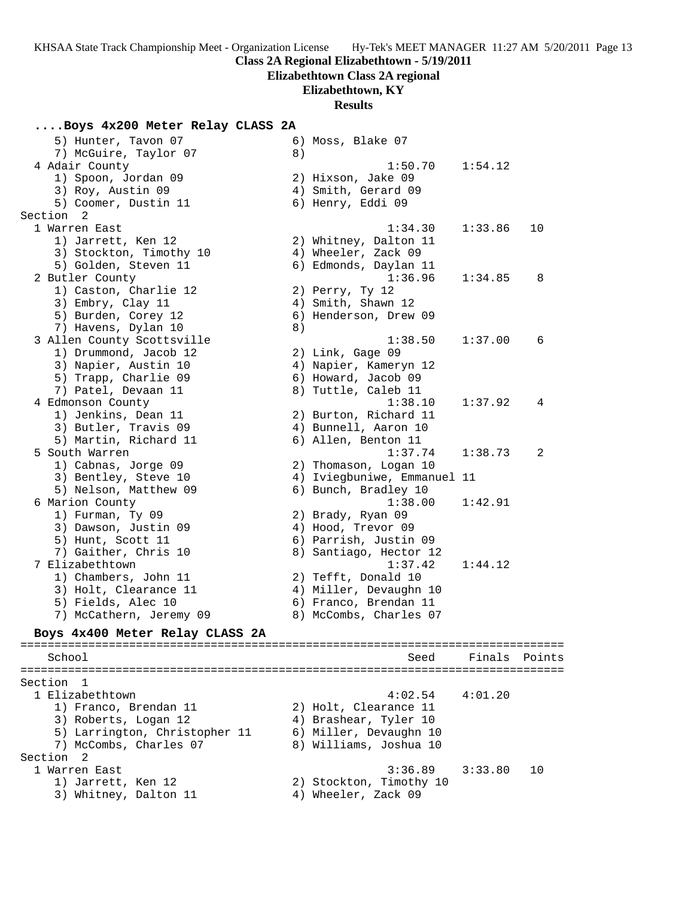**Class 2A Regional Elizabethtown - 5/19/2011**

**Elizabethtown Class 2A regional**

**Elizabethtown, KY**

**Results**

### ....Boys 4x200 Meter Relay CLASS 2A

```
    5) Hunter, Tavon 07               6) Moss, Blake 07
    7) McGuire, Taylor 07             8)
  4 Adair County                                 1:50.70    1:54.12
    1) Spoon, Jordan 09               2) Hixson, Jake 09
    3) Roy, Austin 09                 4) Smith, Gerard 09
    5) Coomer, Dustin 11              6) Henry, Eddi 09
Section  2
  1 Warren East                                  1:34.30    1:33.86   10
    1) Jarrett, Ken 12                2) Whitney, Dalton 11
    3) Stockton, Timothy 10           4) Wheeler, Zack 09
    5) Golden, Steven 11              6) Edmonds, Daylan 11
  2 Butler County                                1:36.96    1:34.85    8
    1) Caston, Charlie 12             2) Perry, Ty 12
    3) Embry, Clay 11                 4) Smith, Shawn 12
    5) Burden, Corey 12               6) Henderson, Drew 09
    7) Havens, Dylan 10               8)
  3 Allen County Scottsville                     1:38.50    1:37.00    6
    1) Drummond, Jacob 12             2) Link, Gage 09
    3) Napier, Austin 10              4) Napier, Kameryn 12
    5) Trapp, Charlie 09              6) Howard, Jacob 09
    7) Patel, Devaan 11               8) Tuttle, Caleb 11
  4 Edmonson County                              1:38.10    1:37.92    4
    1) Jenkins, Dean 11               2) Burton, Richard 11
    3) Butler, Travis 09              4) Bunnell, Aaron 10
    5) Martin, Richard 11             6) Allen, Benton 11
  5 South Warren                                 1:37.74    1:38.73    2
    1) Cabnas, Jorge 09               2) Thomason, Logan 10
    3) Bentley, Steve 10              4) Iviegbuniwe, Emmanuel 11
    5) Nelson, Matthew 09             6) Bunch, Bradley 10
  6 Marion County                                1:38.00    1:42.91
    1) Furman, Ty 09                  2) Brady, Ryan 09
    3) Dawson, Justin 09              4) Hood, Trevor 09
    5) Hunt, Scott 11                 6) Parrish, Justin 09
    7) Gaither, Chris 10              8) Santiago, Hector 12
  7 Elizabethtown                                1:37.42    1:44.12
    1) Chambers, John 11              2) Tefft, Donald 10
    3) Holt, Clearance 11             4) Miller, Devaughn 10
    5) Fields, Alec 10                6) Franco, Brendan 11
    7) McCathern, Jeremy 09           8) McCombs, Charles 07
```

### Boys 4x400 Meter Relay CLASS 2A

```
================================================================================
    School                                          Seed     Finals  Points
================================================================================
Section  1
  1 Elizabethtown                                4:02.54    4:01.20
    1) Franco, Brendan 11             2) Holt, Clearance 11
    3) Roberts, Logan 12              4) Brashear, Tyler 10
    5) Larrington, Christopher 11     6) Miller, Devaughn 10
    7) McCombs, Charles 07            8) Williams, Joshua 10
Section  2
  1 Warren East                                  3:36.89    3:33.80   10
    1) Jarrett, Ken 12                2) Stockton, Timothy 10
    3) Whitney, Dalton 11             4) Wheeler, Zack 09
```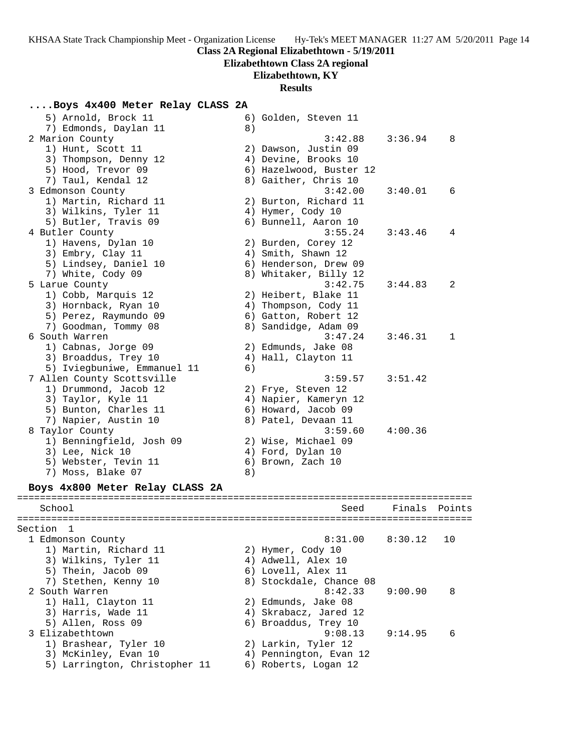**Class 2A Regional Elizabethtown - 5/19/2011**

**Elizabethtown Class 2A regional**

**Elizabethtown, KY**

**Results**

### ....Boys 4x400 Meter Relay CLASS 2A

```
    5) Arnold, Brock 11              6) Golden, Steven 11
    7) Edmonds, Daylan 11            8)
  2 Marion County                              3:42.88    3:36.94    8
    1) Hunt, Scott 11                2) Dawson, Justin 09
    3) Thompson, Denny 12            4) Devine, Brooks 10
    5) Hood, Trevor 09               6) Hazelwood, Buster 12
    7) Taul, Kendal 12               8) Gaither, Chris 10
  3 Edmonson County                            3:42.00    3:40.01    6
    1) Martin, Richard 11            2) Burton, Richard 11
    3) Wilkins, Tyler 11             4) Hymer, Cody 10
    5) Butler, Travis 09             6) Bunnell, Aaron 10
  4 Butler County                              3:55.24    3:43.46    4
    1) Havens, Dylan 10              2) Burden, Corey 12
    3) Embry, Clay 11                4) Smith, Shawn 12
    5) Lindsey, Daniel 10            6) Henderson, Drew 09
    7) White, Cody 09                8) Whitaker, Billy 12
  5 Larue County                               3:42.75    3:44.83    2
    1) Cobb, Marquis 12              2) Heibert, Blake 11
    3) Hornback, Ryan 10             4) Thompson, Cody 11
    5) Perez, Raymundo 09            6) Gatton, Robert 12
    7) Goodman, Tommy 08             8) Sandidge, Adam 09
  6 South Warren                               3:47.24    3:46.31    1
    1) Cabnas, Jorge 09              2) Edmunds, Jake 08
    3) Broaddus, Trey 10             4) Hall, Clayton 11
    5) Iviegbuniwe, Emmanuel 11      6)
  7 Allen County Scottsville                   3:59.57    3:51.42
    1) Drummond, Jacob 12            2) Frye, Steven 12
    3) Taylor, Kyle 11               4) Napier, Kameryn 12
    5) Bunton, Charles 11            6) Howard, Jacob 09
    7) Napier, Austin 10             8) Patel, Devaan 11
  8 Taylor County                              3:59.60    4:00.36
    1) Benningfield, Josh 09         2) Wise, Michael 09
    3) Lee, Nick 10                  4) Ford, Dylan 10
    5) Webster, Tevin 11             6) Brown, Zach 10
    7) Moss, Blake 07                8)
```

### Boys 4x800 Meter Relay CLASS 2A

```
================================================================================
    School                                       Seed     Finals  Points
================================================================================
Section  1
  1 Edmonson County                            8:31.00    8:30.12   10
    1) Martin, Richard 11            2) Hymer, Cody 10
    3) Wilkins, Tyler 11             4) Adwell, Alex 10
    5) Thein, Jacob 09               6) Lovell, Alex 11
    7) Stethen, Kenny 10             8) Stockdale, Chance 08
  2 South Warren                               8:42.33    9:00.90    8
    1) Hall, Clayton 11              2) Edmunds, Jake 08
    3) Harris, Wade 11               4) Skrabacz, Jared 12
    5) Allen, Ross 09                6) Broaddus, Trey 10
  3 Elizabethtown                              9:08.13    9:14.95    6
    1) Brashear, Tyler 10            2) Larkin, Tyler 12
    3) McKinley, Evan 10             4) Pennington, Evan 12
    5) Larrington, Christopher 11    6) Roberts, Logan 12
```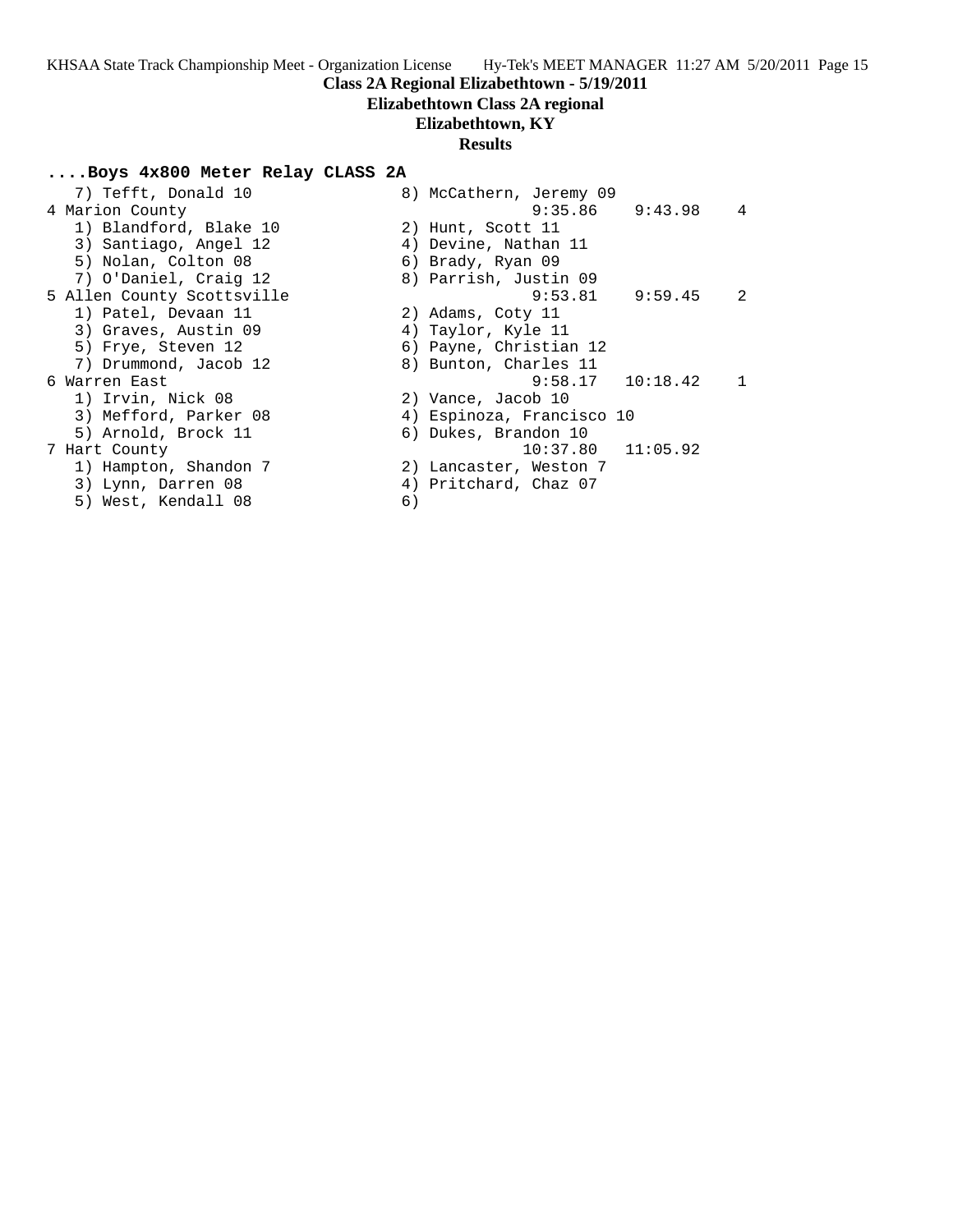**Class 2A Regional Elizabethtown - 5/19/2011**

**Elizabethtown Class 2A regional**

**Elizabethtown, KY**

**Results**

### ....Boys 4x800 Meter Relay CLASS 2A

```
   7) Tefft, Donald 10                8) McCathern, Jeremy 09
4 Marion County                                 9:35.86    9:43.98    4
   1) Blandford, Blake 10             2) Hunt, Scott 11
   3) Santiago, Angel 12              4) Devine, Nathan 11
   5) Nolan, Colton 08                6) Brady, Ryan 09
   7) O'Daniel, Craig 12              8) Parrish, Justin 09
5 Allen County Scottsville                      9:53.81    9:59.45    2
   1) Patel, Devaan 11                2) Adams, Coty 11
   3) Graves, Austin 09               4) Taylor, Kyle 11
   5) Frye, Steven 12                 6) Payne, Christian 12
   7) Drummond, Jacob 12              8) Bunton, Charles 11
6 Warren East                                   9:58.17   10:18.42    1
   1) Irvin, Nick 08                  2) Vance, Jacob 10
   3) Mefford, Parker 08              4) Espinoza, Francisco 10
   5) Arnold, Brock 11                6) Dukes, Brandon 10
7 Hart County                                  10:37.80   11:05.92
   1) Hampton, Shandon 7              2) Lancaster, Weston 7
   3) Lynn, Darren 08                 4) Pritchard, Chaz 07
   5) West, Kendall 08                6)
```